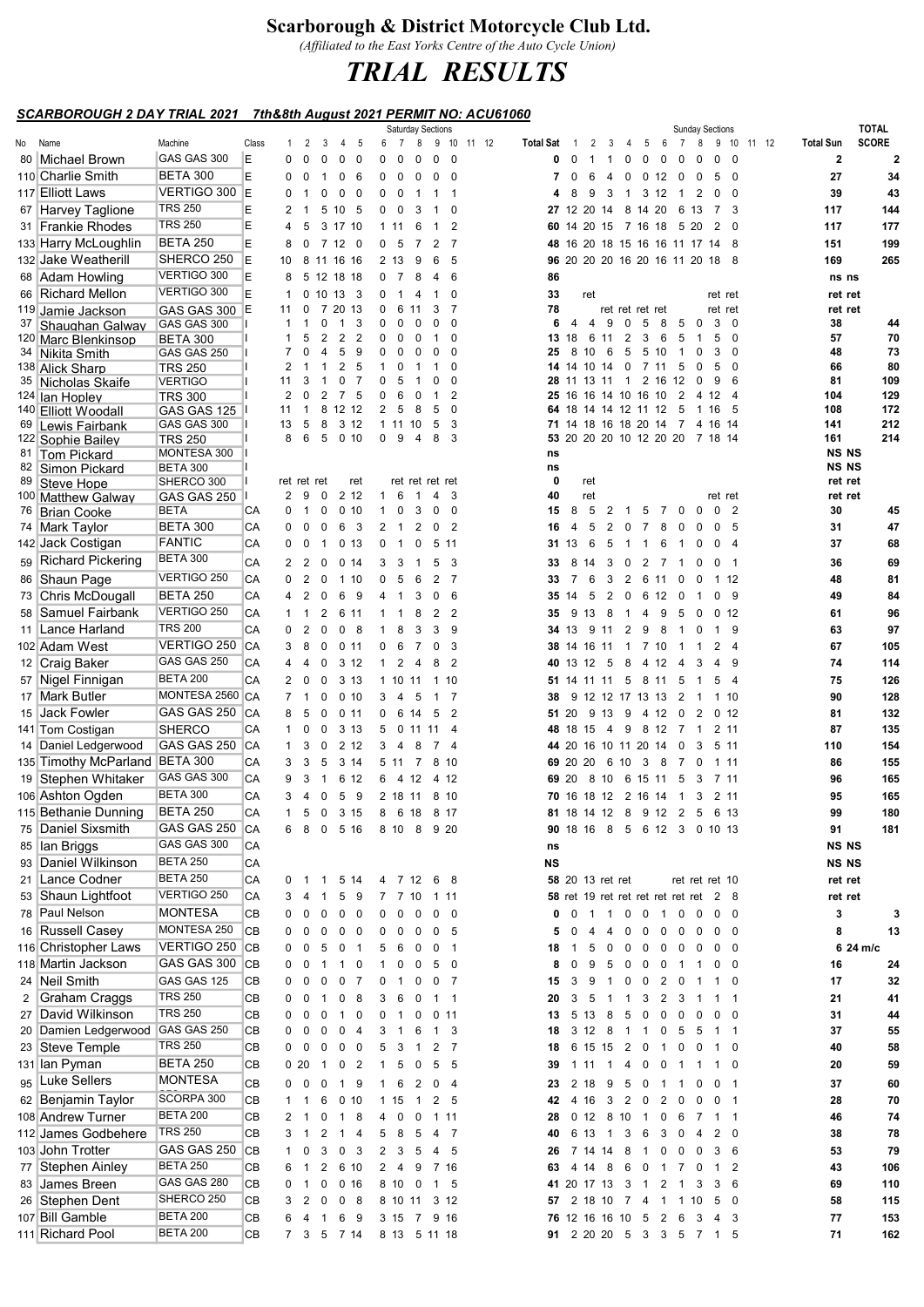# Scarborough & District Motorcycle Club Ltd.

*(Affiliated to the East Yorks Centre of the Auto Cycle Union)*

# *TRIAL RESULTS*

***SCARBOROUGH 2 DAY TRIAL 2021 7th&8th August 2021 PERMIT NO: ACU61060***

| No | Name | Machine | Class | Saturday Sections | | | | | | | | | | | | Total Sat | Sunday Sections | | | | | | | | | | | | Total Sun | TOTAL SCORE |
|---|---|---|---|---|---|---|---|---|---|---|---|---|---|---|---|---|---|---|---|---|---|---|---|---|---|---|---|---|---|---|
| | | | | 1 | 2 | 3 | 4 | 5 | 6 | 7 | 8 | 9 | 10 | 11 | 12 | | 1 | 2 | 3 | 4 | 5 | 6 | 7 | 8 | 9 | 10 | 11 | 12 | | |
| 80 | Michael Brown | GAS GAS 300 | E | 0 | 0 | 0 | 0 | 0 | 0 | 0 | 0 | 0 | 0 | | | 0 | 0 | 1 | 1 | 0 | 0 | 0 | 0 | 0 | 0 | 0 | | | 2 | 2 |
| 110 | Charlie Smith | BETA 300 | E | 0 | 0 | 1 | 0 | 6 | 0 | 0 | 0 | 0 | 0 | | | 7 | 0 | 6 | 4 | 0 | 0 | 12 | 0 | 0 | 5 | 0 | | | 27 | 34 |
| 117 | Elliott Laws | VERTIGO 300 | E | 0 | 1 | 0 | 0 | 0 | 0 | 0 | 1 | 1 | 1 | | | 4 | 8 | 9 | 3 | 1 | 3 | 12 | 1 | 2 | 0 | 0 | | | 39 | 43 |
| 67 | Harvey Taglione | TRS 250 | E | 2 | 1 | 5 | 10 | 5 | 0 | 0 | 3 | 1 | 0 | | | 27 | 12 | 20 | 14 | 8 | 14 | 20 | 6 | 13 | 7 | 3 | | | 117 | 144 |
| 31 | Frankie Rhodes | TRS 250 | E | 4 | 5 | 3 | 17 | 10 | 1 | 11 | 6 | 1 | 2 | | | 60 | 14 | 20 | 15 | 7 | 16 | 18 | 5 | 20 | 2 | 0 | | | 117 | 177 |
| 133 | Harry McLoughlin | BETA 250 | E | 8 | 0 | 7 | 12 | 0 | 0 | 5 | 7 | 2 | 7 | | | 48 | 16 | 20 | 18 | 15 | 16 | 16 | 11 | 17 | 14 | 8 | | | 151 | 199 |
| 132 | Jake Weatherill | SHERCO 250 | E | 10 | 8 | 11 | 16 | 16 | 2 | 13 | 9 | 6 | 5 | | | 96 | 20 | 20 | 20 | 16 | 20 | 16 | 11 | 20 | 18 | 8 | | | 169 | 265 |
| 68 | Adam Howling | VERTIGO 300 | E | 8 | 5 | 12 | 18 | 18 | 0 | 7 | 8 | 4 | 6 | | | 86 | | | | | | | | | | | | | ns | ns |
| 66 | Richard Mellon | VERTIGO 300 | E | 1 | 0 | 10 | 13 | 3 | 0 | 1 | 4 | 1 | 0 | | | 33 | | ret | | | | | | | ret | ret | | | ret | ret |
| 119 | Jamie Jackson | GAS GAS 300 | E | 11 | 0 | 7 | 20 | 13 | 0 | 6 | 11 | 3 | 7 | | | 78 | | | | ret | ret | ret | ret | | ret | ret | | | ret | ret |
| 37 | Shaughan Galway | GAS GAS 300 | I | 1 | 1 | 0 | 1 | 3 | 0 | 0 | 0 | 0 | 0 | | | 6 | 4 | 4 | 9 | 0 | 5 | 8 | 5 | 0 | 3 | 0 | | | 38 | 44 |
| 120 | Marc Blenkinsop | BETA 300 | I | 1 | 5 | 2 | 2 | 2 | 0 | 0 | 0 | 1 | 0 | | | 13 | 18 | 6 | 11 | 2 | 3 | 6 | 5 | 1 | 5 | 0 | | | 57 | 70 |
| 34 | Nikita Smith | GAS GAS 250 | I | 7 | 0 | 4 | 5 | 9 | 0 | 0 | 0 | 0 | 0 | | | 25 | 8 | 10 | 6 | 5 | 5 | 10 | 1 | 0 | 3 | 0 | | | 48 | 73 |
| 138 | Alick Sharp | TRS 250 | I | 2 | 1 | 1 | 2 | 5 | 1 | 0 | 1 | 1 | 0 | | | 14 | 14 | 10 | 14 | 0 | 7 | 11 | 5 | 0 | 5 | 0 | | | 66 | 80 |
| 35 | Nicholas Skaife | VERTIGO | I | 11 | 3 | 1 | 0 | 7 | 0 | 5 | 1 | 0 | 0 | | | 28 | 11 | 13 | 11 | 1 | 2 | 16 | 12 | 0 | 9 | 6 | | | 81 | 109 |
| 124 | Ian Hopley | TRS 300 | I | 2 | 0 | 2 | 7 | 5 | 0 | 6 | 0 | 1 | 2 | | | 25 | 16 | 16 | 14 | 10 | 16 | 10 | 2 | 4 | 12 | 4 | | | 104 | 129 |
| 140 | Elliott Woodall | GAS GAS 125 | I | 11 | 1 | 8 | 12 | 12 | 2 | 5 | 8 | 5 | 0 | | | 64 | 18 | 14 | 14 | 12 | 11 | 12 | 5 | 1 | 16 | 5 | | | 108 | 172 |
| 69 | Lewis Fairbank | GAS GAS 300 | I | 13 | 5 | 8 | 3 | 12 | 1 | 11 | 10 | 5 | 3 | | | 71 | 14 | 18 | 16 | 18 | 20 | 14 | 7 | 4 | 16 | 14 | | | 141 | 212 |
| 122 | Sophie Bailey | TRS 250 | I | 8 | 6 | 5 | 0 | 10 | 0 | 9 | 4 | 8 | 3 | | | 53 | 20 | 20 | 20 | 10 | 12 | 20 | 20 | 7 | 18 | 14 | | | 161 | 214 |
| 81 | Tom Pickard | MONTESA 300 | I | | | | | | | | | | | | | ns | | | | | | | | | | | | | NS | NS |
| 82 | Simon Pickard | BETA 300 | I | | | | | | | | | | | | | ns | | | | | | | | | | | | | NS | NS |
| 89 | Steve Hope | SHERCO 300 | I | ret | ret | ret | | ret | | ret | ret | ret | ret | | | 0 | | ret | | | | | | | | | | | ret | ret |
| 100 | Matthew Galway | GAS GAS 250 | I | 2 | 9 | 0 | 2 | 12 | 1 | 6 | 1 | 4 | 3 | | | 40 | | ret | | | | | | | ret | ret | | | ret | ret |
| 76 | Brian Cooke | BETA | CA | 0 | 1 | 0 | 0 | 10 | 1 | 0 | 3 | 0 | 0 | | | 15 | 8 | 5 | 2 | 1 | 5 | 7 | 0 | 0 | 0 | 2 | | | 30 | 45 |
| 74 | Mark Taylor | BETA 300 | CA | 0 | 0 | 0 | 6 | 3 | 2 | 1 | 2 | 0 | 2 | | | 16 | 4 | 5 | 2 | 0 | 7 | 8 | 0 | 0 | 0 | 5 | | | 31 | 47 |
| 142 | Jack Costigan | FANTIC | CA | 0 | 0 | 1 | 0 | 13 | 0 | 1 | 0 | 5 | 11 | | | 31 | 13 | 6 | 5 | 1 | 1 | 6 | 1 | 0 | 0 | 4 | | | 37 | 68 |
| 59 | Richard Pickering | BETA 300 | CA | 2 | 2 | 0 | 0 | 14 | 3 | 3 | 1 | 5 | 3 | | | 33 | 8 | 14 | 3 | 0 | 2 | 7 | 1 | 0 | 0 | 1 | | | 36 | 69 |
| 86 | Shaun Page | VERTIGO 250 | CA | 0 | 2 | 0 | 1 | 10 | 0 | 5 | 6 | 2 | 7 | | | 33 | 7 | 6 | 3 | 2 | 6 | 11 | 0 | 0 | 1 | 12 | | | 48 | 81 |
| 73 | Chris McDougall | BETA 250 | CA | 4 | 2 | 0 | 6 | 9 | 4 | 1 | 3 | 0 | 6 | | | 35 | 14 | 5 | 2 | 0 | 6 | 12 | 0 | 1 | 0 | 9 | | | 49 | 84 |
| 58 | Samuel Fairbank | VERTIGO 250 | CA | 1 | 1 | 2 | 6 | 11 | 1 | 1 | 8 | 2 | 2 | | | 35 | 9 | 13 | 8 | 1 | 4 | 9 | 5 | 0 | 0 | 12 | | | 61 | 96 |
| 11 | Lance Harland | TRS 200 | CA | 0 | 2 | 0 | 0 | 8 | 1 | 8 | 3 | 3 | 9 | | | 34 | 13 | 9 | 11 | 2 | 9 | 8 | 1 | 0 | 1 | 9 | | | 63 | 97 |
| 102 | Adam West | VERTIGO 250 | CA | 3 | 8 | 0 | 0 | 11 | 0 | 6 | 7 | 0 | 3 | | | 38 | 14 | 16 | 11 | 1 | 7 | 10 | 1 | 1 | 2 | 4 | | | 67 | 105 |
| 12 | Craig Baker | GAS GAS 250 | CA | 4 | 4 | 0 | 3 | 12 | 1 | 2 | 4 | 8 | 2 | | | 40 | 13 | 12 | 5 | 8 | 4 | 12 | 4 | 3 | 4 | 9 | | | 74 | 114 |
| 57 | Nigel Finnigan | BETA 200 | CA | 2 | 0 | 0 | 3 | 13 | 1 | 10 | 11 | 1 | 10 | | | 51 | 14 | 11 | 11 | 5 | 8 | 11 | 5 | 1 | 5 | 4 | | | 75 | 126 |
| 17 | Mark Butler | MONTESA 2560 | CA | 7 | 1 | 0 | 0 | 10 | 3 | 4 | 5 | 1 | 7 | | | 38 | 9 | 12 | 12 | 17 | 13 | 13 | 2 | 1 | 1 | 10 | | | 90 | 128 |
| 15 | Jack Fowler | GAS GAS 250 | CA | 8 | 5 | 0 | 0 | 11 | 0 | 6 | 14 | 5 | 2 | | | 51 | 20 | 9 | 13 | 9 | 4 | 12 | 0 | 2 | 0 | 12 | | | 81 | 132 |
| 141 | Tom Costigan | SHERCO | CA | 1 | 0 | 0 | 3 | 13 | 5 | 0 | 11 | 11 | 4 | | | 48 | 18 | 15 | 4 | 9 | 8 | 12 | 7 | 1 | 2 | 11 | | | 87 | 135 |
| 14 | Daniel Ledgerwood | GAS GAS 250 | CA | 1 | 3 | 0 | 2 | 12 | 3 | 4 | 8 | 7 | 4 | | | 44 | 20 | 16 | 10 | 11 | 20 | 14 | 0 | 3 | 5 | 11 | | | 110 | 154 |
| 135 | Timothy McParland | BETA 300 | CA | 3 | 3 | 5 | 3 | 14 | 5 | 11 | 7 | 8 | 10 | | | 69 | 20 | 20 | 6 | 10 | 3 | 8 | 7 | 0 | 1 | 11 | | | 86 | 155 |
| 19 | Stephen Whitaker | GAS GAS 300 | CA | 9 | 3 | 1 | 6 | 12 | 6 | 4 | 12 | 4 | 12 | | | 69 | 20 | 8 | 10 | 6 | 15 | 11 | 5 | 3 | 7 | 11 | | | 96 | 165 |
| 106 | Ashton Ogden | BETA 300 | CA | 3 | 4 | 0 | 5 | 9 | 2 | 18 | 11 | 8 | 10 | | | 70 | 16 | 18 | 12 | 2 | 16 | 14 | 1 | 3 | 2 | 11 | | | 95 | 165 |
| 115 | Bethanie Dunning | BETA 250 | CA | 1 | 5 | 0 | 3 | 15 | 8 | 6 | 18 | 8 | 17 | | | 81 | 18 | 14 | 12 | 8 | 9 | 12 | 2 | 5 | 6 | 13 | | | 99 | 180 |
| 75 | Daniel Sixsmith | GAS GAS 250 | CA | 6 | 8 | 0 | 5 | 16 | 8 | 10 | 8 | 9 | 20 | | | 90 | 18 | 16 | 8 | 5 | 6 | 12 | 3 | 0 | 10 | 13 | | | 91 | 181 |
| 85 | Ian Briggs | GAS GAS 300 | CA | | | | | | | | | | | | | ns | | | | | | | | | | | | | NS | NS |
| 93 | Daniel Wilkinson | BETA 250 | CA | | | | | | | | | | | | | NS | | | | | | | | | | | | | NS | NS |
| 21 | Lance Codner | BETA 250 | CA | 0 | 1 | 1 | 5 | 14 | 4 | 7 | 12 | 6 | 8 | | | 58 | 20 | 13 | ret | ret | | | ret | ret | ret | 10 | | | ret | ret |
| 53 | Shaun Lightfoot | VERTIGO 250 | CA | 3 | 4 | 1 | 5 | 9 | 7 | 7 | 10 | 1 | 11 | | | 58 | ret | 19 | ret | ret | ret | ret | ret | ret | 2 | 8 | | | ret | ret |
| 78 | Paul Nelson | MONTESA | CB | 0 | 0 | 0 | 0 | 0 | 0 | 0 | 0 | 0 | 0 | | | 0 | 0 | 1 | 1 | 0 | 0 | 1 | 0 | 0 | 0 | 0 | | | 3 | 3 |
| 16 | Russell Casey | MONTESA 250 | CB | 0 | 0 | 0 | 0 | 0 | 0 | 0 | 0 | 0 | 5 | | | 5 | 0 | 4 | 4 | 0 | 0 | 0 | 0 | 0 | 0 | 0 | | | 8 | 13 |
| 116 | Christopher Laws | VERTIGO 250 | CB | 0 | 0 | 5 | 0 | 1 | 5 | 6 | 0 | 0 | 1 | | | 18 | 1 | 5 | 0 | 0 | 0 | 0 | 0 | 0 | 0 | 0 | | | 6 | 24 m/c |
| 118 | Martin Jackson | GAS GAS 300 | CB | 0 | 0 | 1 | 1 | 0 | 1 | 0 | 0 | 5 | 0 | | | 8 | 0 | 9 | 5 | 0 | 0 | 0 | 1 | 1 | 0 | 0 | | | 16 | 24 |
| 24 | Neil Smith | GAS GAS 125 | CB | 0 | 0 | 0 | 0 | 7 | 0 | 1 | 0 | 0 | 7 | | | 15 | 3 | 9 | 1 | 0 | 0 | 2 | 0 | 1 | 1 | 0 | | | 17 | 32 |
| 2 | Graham Craggs | TRS 250 | CB | 0 | 0 | 1 | 0 | 8 | 3 | 6 | 0 | 1 | 1 | | | 20 | 3 | 5 | 1 | 1 | 3 | 2 | 3 | 1 | 1 | 1 | | | 21 | 41 |
| 27 | David Wilkinson | TRS 250 | CB | 0 | 0 | 0 | 1 | 0 | 0 | 1 | 0 | 0 | 11 | | | 13 | 5 | 13 | 8 | 5 | 0 | 0 | 0 | 0 | 0 | 0 | | | 31 | 44 |
| 20 | Damien Ledgerwood | GAS GAS 250 | CB | 0 | 0 | 0 | 0 | 4 | 3 | 1 | 6 | 1 | 3 | | | 18 | 3 | 12 | 8 | 1 | 1 | 0 | 5 | 5 | 1 | 1 | | | 37 | 55 |
| 23 | Steve Temple | TRS 250 | CB | 0 | 0 | 0 | 0 | 0 | 5 | 3 | 1 | 2 | 7 | | | 18 | 6 | 15 | 15 | 2 | 0 | 1 | 0 | 0 | 1 | 0 | | | 40 | 58 |
| 131 | Ian Pyman | BETA 250 | CB | 0 | 20 | 1 | 0 | 2 | 1 | 5 | 0 | 5 | 5 | | | 39 | 1 | 11 | 1 | 4 | 0 | 0 | 1 | 1 | 1 | 0 | | | 20 | 59 |
| 95 | Luke Sellers | MONTESA | CB | 0 | 0 | 0 | 1 | 9 | 1 | 6 | 2 | 0 | 4 | | | 23 | 2 | 18 | 9 | 5 | 0 | 1 | 1 | 0 | 0 | 1 | | | 37 | 60 |
| 62 | Benjamin Taylor | SCORPA 300 | CB | 1 | 1 | 6 | 0 | 10 | 1 | 15 | 1 | 2 | 5 | | | 42 | 4 | 16 | 3 | 2 | 0 | 2 | 0 | 0 | 0 | 1 | | | 28 | 70 |
| 108 | Andrew Turner | BETA 200 | CB | 2 | 1 | 0 | 1 | 8 | 4 | 0 | 0 | 1 | 11 | | | 28 | 0 | 12 | 8 | 10 | 1 | 0 | 6 | 7 | 1 | 1 | | | 46 | 74 |
| 112 | James Godbehere | TRS 250 | CB | 3 | 1 | 2 | 1 | 4 | 5 | 8 | 5 | 4 | 7 | | | 40 | 6 | 13 | 1 | 3 | 6 | 3 | 0 | 4 | 2 | 0 | | | 38 | 78 |
| 103 | John Trotter | GAS GAS 250 | CB | 1 | 0 | 3 | 0 | 3 | 2 | 3 | 5 | 4 | 5 | | | 26 | 7 | 14 | 14 | 8 | 1 | 0 | 0 | 0 | 3 | 6 | | | 53 | 79 |
| 77 | Stephen Ainley | BETA 250 | CB | 6 | 1 | 2 | 6 | 10 | 2 | 4 | 9 | 7 | 16 | | | 63 | 4 | 14 | 8 | 6 | 0 | 1 | 7 | 0 | 1 | 2 | | | 43 | 106 |
| 83 | James Breen | GAS GAS 280 | CB | 0 | 1 | 0 | 0 | 16 | 8 | 10 | 0 | 1 | 5 | | | 41 | 20 | 17 | 13 | 3 | 1 | 2 | 1 | 3 | 3 | 6 | | | 69 | 110 |
| 26 | Stephen Dent | SHERCO 250 | CB | 3 | 2 | 0 | 0 | 8 | 8 | 10 | 11 | 3 | 12 | | | 57 | 2 | 18 | 10 | 7 | 4 | 1 | 1 | 10 | 5 | 0 | | | 58 | 115 |
| 107 | Bill Gamble | BETA 200 | CB | 6 | 4 | 1 | 6 | 9 | 3 | 15 | 7 | 9 | 16 | | | 76 | 12 | 16 | 16 | 10 | 5 | 2 | 6 | 3 | 4 | 3 | | | 77 | 153 |
| 111 | Richard Pool | BETA 200 | CB | 7 | 3 | 5 | 7 | 14 | 8 | 13 | 5 | 11 | 18 | | | 91 | 2 | 20 | 20 | 5 | 3 | 3 | 5 | 7 | 1 | 5 | | | 71 | 162 |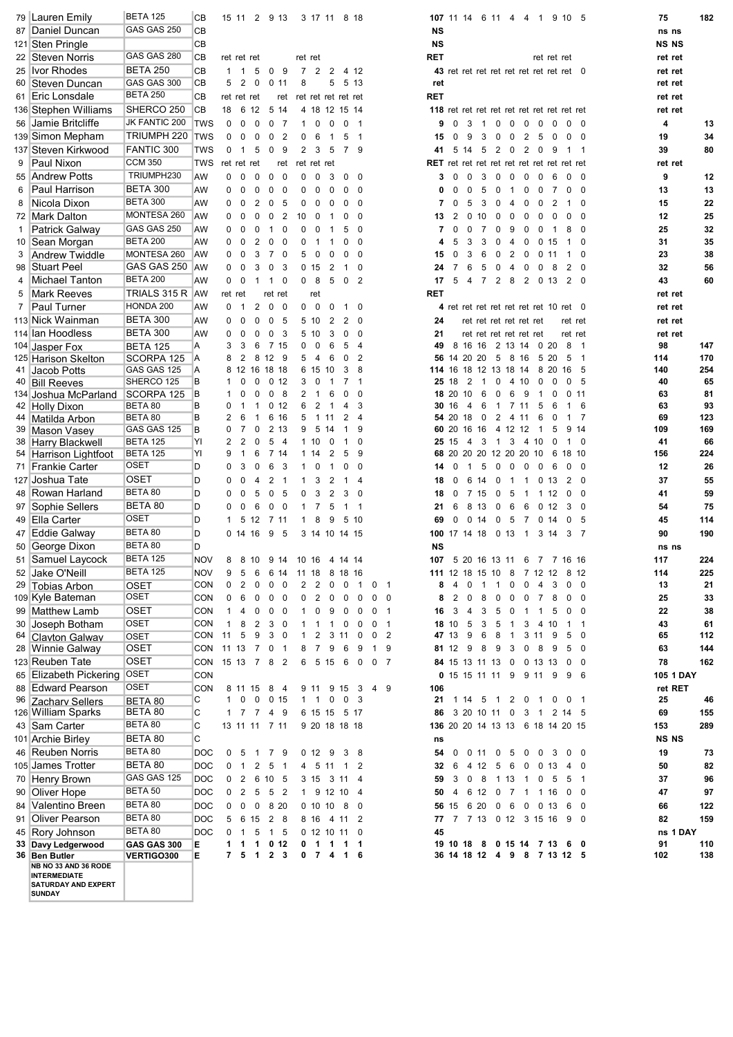| | | | | | | | | |
|---|---|---|---|---|---|---|---|---|
| 79 | Lauren Emily | BETA 125 | CB | 15 11 2 9 13 3 17 11 8 18 | 107 | 11 14 6 11 4 4 1 9 10 5 | 75 | 182 |
| 87 | Daniel Duncan | GAS GAS 250 | CB | | NS | | ns | ns |
| 121 | Sten Pringle | | CB | | NS | | NS | NS |
| 22 | Steven Norris | GAS GAS 280 | CB | ret ret ret ret ret | RET | ret ret ret | ret | ret |
| 25 | Ivor Rhodes | BETA 250 | CB | 1 1 5 0 9 7 2 2 4 12 | 43 | ret ret ret ret ret ret ret ret ret ret 0 | ret | ret |
| 60 | Steven Duncan | GAS GAS 300 | CB | 5 2 0 0 11 8 5 5 13 | ret | | ret | ret |
| 61 | Eric Lonsdale | BETA 250 | CB | ret ret ret ret ret ret ret ret ret | RET | | ret | ret |
| 136 | Stephen Williams | SHERCO 250 | CB | 18 6 12 5 14 4 18 12 15 14 | 118 | ret ret ret ret ret ret ret ret ret ret ret | ret | ret |
| 56 | Jamie Britcliffe | JK FANTIC 200 | TWS | 0 0 0 0 7 1 0 0 0 1 | 9 | 0 3 1 0 0 0 0 0 0 0 | 4 | 13 |
| 139 | Simon Mepham | TRIUMPH 220 | TWS | 0 0 0 0 2 0 6 1 5 1 | 15 | 0 9 3 0 0 2 5 0 0 0 | 19 | 34 |
| 137 | Steven Kirkwood | FANTIC 300 | TWS | 0 1 5 0 9 2 3 5 7 9 | 41 | 5 14 5 2 0 2 0 9 1 1 | 39 | 80 |
| 9 | Paul Nixon | CCM 350 | TWS | ret ret ret ret ret ret ret | RET | ret ret ret ret ret ret ret ret ret ret ret | ret | ret |
| 55 | Andrew Potts | TRIUMPH230 | AW | 0 0 0 0 0 0 0 3 0 0 | 3 | 0 0 3 0 0 0 0 6 0 0 | 9 | 12 |
| 6 | Paul Harrison | BETA 300 | AW | 0 0 0 0 0 0 0 0 0 0 | 0 | 0 0 5 0 1 0 0 7 0 0 | 13 | 13 |
| 8 | Nicola Dixon | BETA 300 | AW | 0 0 2 0 5 0 0 0 0 0 | 7 | 0 5 3 0 4 0 0 2 1 0 | 15 | 22 |
| 72 | Mark Dalton | MONTESA 260 | AW | 0 0 0 0 2 10 0 1 0 0 | 13 | 2 0 10 0 0 0 0 0 0 0 | 12 | 25 |
| 1 | Patrick Galway | GAS GAS 250 | AW | 0 0 0 1 0 0 0 1 5 0 | 7 | 0 0 7 0 9 0 0 1 8 0 | 25 | 32 |
| 10 | Sean Morgan | BETA 200 | AW | 0 0 2 0 0 0 1 1 0 0 | 4 | 5 3 3 0 4 0 0 15 1 0 | 31 | 35 |
| 3 | Andrew Twiddle | MONTESA 260 | AW | 0 0 3 7 0 5 0 0 0 0 | 15 | 0 3 6 0 2 0 0 11 1 0 | 23 | 38 |
| 98 | Stuart Peel | GAS GAS 250 | AW | 0 0 3 0 3 0 15 2 1 0 | 24 | 7 6 5 0 4 0 0 8 2 0 | 32 | 56 |
| 4 | Michael Tanton | BETA 200 | AW | 0 0 1 1 0 0 8 5 0 2 | 17 | 5 4 7 2 8 2 0 13 2 0 | 43 | 60 |
| 5 | Mark Reeves | TRIALS 315 R | AW | ret ret ret | RET | | ret | ret |
| 7 | Paul Turner | HONDA 200 | AW | 0 1 2 0 0 0 0 0 1 0 | 4 | ret ret ret ret ret ret ret ret 10 ret 0 | ret | ret |
| 113 | Nick Wainman | BETA 300 | AW | 0 0 0 0 5 5 10 2 2 0 | 24 | ret ret ret ret ret ret ret ret | ret | ret |
| 114 | Ian Hoodless | BETA 300 | AW | 0 0 0 0 3 5 10 3 0 0 | 21 | ret ret ret ret ret ret ret ret | ret | ret |
| 104 | Jasper Fox | BETA 125 | A | 3 3 6 7 15 0 0 6 5 4 | 49 | 8 16 16 2 13 14 0 20 8 1 | 98 | 147 |
| 125 | Harison Skelton | SCORPA 125 | A | 8 2 8 12 9 5 4 6 0 2 | 56 | 14 20 20 5 8 16 5 20 5 1 | 114 | 170 |
| 41 | Jacob Potts | GAS GAS 125 | A | 8 12 16 18 18 6 15 10 3 8 | 114 | 16 18 12 13 18 14 8 20 16 5 | 140 | 254 |
| 40 | Bill Reeves | SHERCO 125 | B | 1 0 0 0 12 3 0 1 7 1 | 25 | 18 2 1 0 4 10 0 0 0 5 | 40 | 65 |
| 134 | Joshua McParland | SCORPA 125 | B | 1 0 0 0 8 2 1 6 0 0 | 18 | 20 10 6 0 6 9 1 0 0 11 | 63 | 81 |
| 42 | Holly Dixon | BETA 80 | B | 0 1 1 0 12 6 2 1 4 3 | 30 | 16 4 6 1 7 11 5 6 1 6 | 63 | 93 |
| 44 | Matilda Arbon | BETA 80 | B | 2 6 1 6 16 5 1 11 2 4 | 54 | 20 18 0 2 4 11 6 0 1 7 | 69 | 123 |
| 39 | Mason Vasey | GAS GAS 125 | B | 0 7 0 2 13 9 5 14 1 9 | 60 | 20 16 16 4 12 12 1 5 9 14 | 109 | 169 |
| 38 | Harry Blackwell | BETA 125 | YI | 2 2 0 5 4 1 10 0 1 0 | 25 | 15 4 3 1 3 4 10 0 1 0 | 41 | 66 |
| 54 | Harrison Lightfoot | BETA 125 | YI | 9 1 6 7 14 1 14 2 5 9 | 68 | 20 20 20 12 20 20 10 6 18 10 | 156 | 224 |
| 71 | Frankie Carter | OSET | D | 0 3 0 6 3 1 0 1 0 0 | 14 | 0 1 5 0 0 0 0 6 0 0 | 12 | 26 |
| 127 | Joshua Tate | OSET | D | 0 0 4 2 1 1 3 2 1 4 | 18 | 0 6 14 0 1 1 0 13 2 0 | 37 | 55 |
| 48 | Rowan Harland | BETA 80 | D | 0 0 5 0 5 0 3 2 3 0 | 18 | 0 7 15 0 5 1 1 12 0 0 | 41 | 59 |
| 97 | Sophie Sellers | BETA 80 | D | 0 0 6 0 0 1 7 5 1 1 | 21 | 6 8 13 0 6 6 0 12 3 0 | 54 | 75 |
| 49 | Ella Carter | OSET | D | 1 5 12 7 11 1 8 9 5 10 | 69 | 0 0 14 0 5 7 0 14 0 5 | 45 | 114 |
| 47 | Eddie Galway | BETA 80 | D | 0 14 16 9 5 3 14 10 14 15 | 100 | 17 14 18 0 13 1 3 14 3 7 | 90 | 190 |
| 50 | George Dixon | BETA 80 | D | | NS | | ns | ns |
| 51 | Samuel Laycock | BETA 125 | NOV | 8 8 10 9 14 10 16 4 14 14 | 107 | 5 20 16 13 11 6 7 7 16 16 | 117 | 224 |
| 52 | Jake O'Neill | BETA 125 | NOV | 9 5 6 6 14 11 18 8 18 16 | 111 | 12 18 15 10 8 7 12 12 8 12 | 114 | 225 |
| 29 | Tobias Arbon | OSET | CON | 0 2 0 0 0 2 2 0 0 1 0 1 | 8 | 4 0 1 1 0 0 4 3 0 0 | 13 | 21 |
| 109 | Kyle Bateman | OSET | CON | 0 6 0 0 0 0 2 0 0 0 0 0 | 8 | 2 0 8 0 0 0 7 8 0 0 | 25 | 33 |
| 99 | Matthew Lamb | OSET | CON | 1 4 0 0 0 1 0 9 0 0 0 1 | 16 | 3 4 3 5 0 1 1 5 0 0 | 22 | 38 |
| 30 | Joseph Botham | OSET | CON | 1 8 2 3 0 1 1 1 0 0 0 1 | 18 | 10 5 3 5 1 3 4 10 1 1 | 43 | 61 |
| 64 | Clayton Galway | OSET | CON | 11 5 9 3 0 1 2 3 11 0 0 2 | 47 | 13 9 6 8 1 3 11 9 5 0 | 65 | 112 |
| 28 | Winnie Galway | OSET | CON | 11 13 7 0 1 8 7 9 6 9 1 9 | 81 | 12 9 8 9 3 0 8 9 5 0 | 63 | 144 |
| 123 | Reuben Tate | OSET | CON | 15 13 7 8 2 6 5 15 6 0 0 7 | 84 | 15 13 11 13 0 0 13 13 0 0 | 78 | 162 |
| 65 | Elizabeth Pickering | OSET | CON | | 0 | 15 15 11 11 9 9 11 9 9 6 | 105 | 1 DAY |
| 88 | Edward Pearson | OSET | CON | 8 11 15 8 4 9 11 9 15 3 4 9 | 106 | | ret | RET |
| 96 | Zachary Sellers | BETA 80 | C | 1 0 0 0 15 1 1 0 0 3 | 21 | 1 14 5 1 2 0 1 0 0 1 | 25 | 46 |
| 126 | William Sparks | BETA 80 | C | 1 7 7 4 9 6 15 15 5 17 | 86 | 3 20 10 11 0 3 1 2 14 5 | 69 | 155 |
| 43 | Sam Carter | BETA 80 | C | 13 11 11 7 11 9 20 18 18 18 | 136 | 20 20 14 13 13 6 18 14 20 15 | 153 | 289 |
| 101 | Archie Birley | BETA 80 | C | | ns | | NS | NS |
| 46 | Reuben Norris | BETA 80 | DOC | 0 5 1 7 9 0 12 9 3 8 | 54 | 0 0 11 0 5 0 0 3 0 0 | 19 | 73 |
| 105 | James Trotter | BETA 80 | DOC | 0 1 2 5 1 4 5 11 1 2 | 32 | 6 4 12 5 6 0 0 13 4 0 | 50 | 82 |
| 70 | Henry Brown | GAS GAS 125 | DOC | 0 2 6 10 5 3 15 3 11 4 | 59 | 3 0 8 1 13 1 0 5 5 1 | 37 | 96 |
| 90 | Oliver Hope | BETA 50 | DOC | 0 2 5 5 2 1 9 12 10 4 | 50 | 4 6 12 0 7 1 1 16 0 0 | 47 | 97 |
| 84 | Valentino Breen | BETA 80 | DOC | 0 0 0 8 20 0 10 10 8 0 | 56 | 15 6 20 0 6 0 0 13 6 0 | 66 | 122 |
| 91 | Oliver Pearson | BETA 80 | DOC | 5 6 15 2 8 8 16 4 11 2 | 77 | 7 7 13 0 12 3 15 16 9 0 | 82 | 159 |
| 45 | Rory Johnson | BETA 80 | DOC | 0 1 5 1 5 0 12 10 11 0 | 45 | | ns | 1 DAY |
| **33** | **Davy Ledgerwood** | **GAS GAS 300** | **E** | **1 1 1 0 12 0 1 1 1 1** | **19** | **10 18 8 0 15 14 7 13 6 0** | **91** | **110** |
| **36** | **Ben Butler** | **VERTIGO300** | **E** | **7 5 1 2 3 0 7 4 1 6** | **36** | **14 18 12 4 9 8 7 13 12 5** | **102** | **138** |

**NB NO 33 AND 36 RODE INTERMEDIATE SATURDAY AND EXPERT SUNDAY**